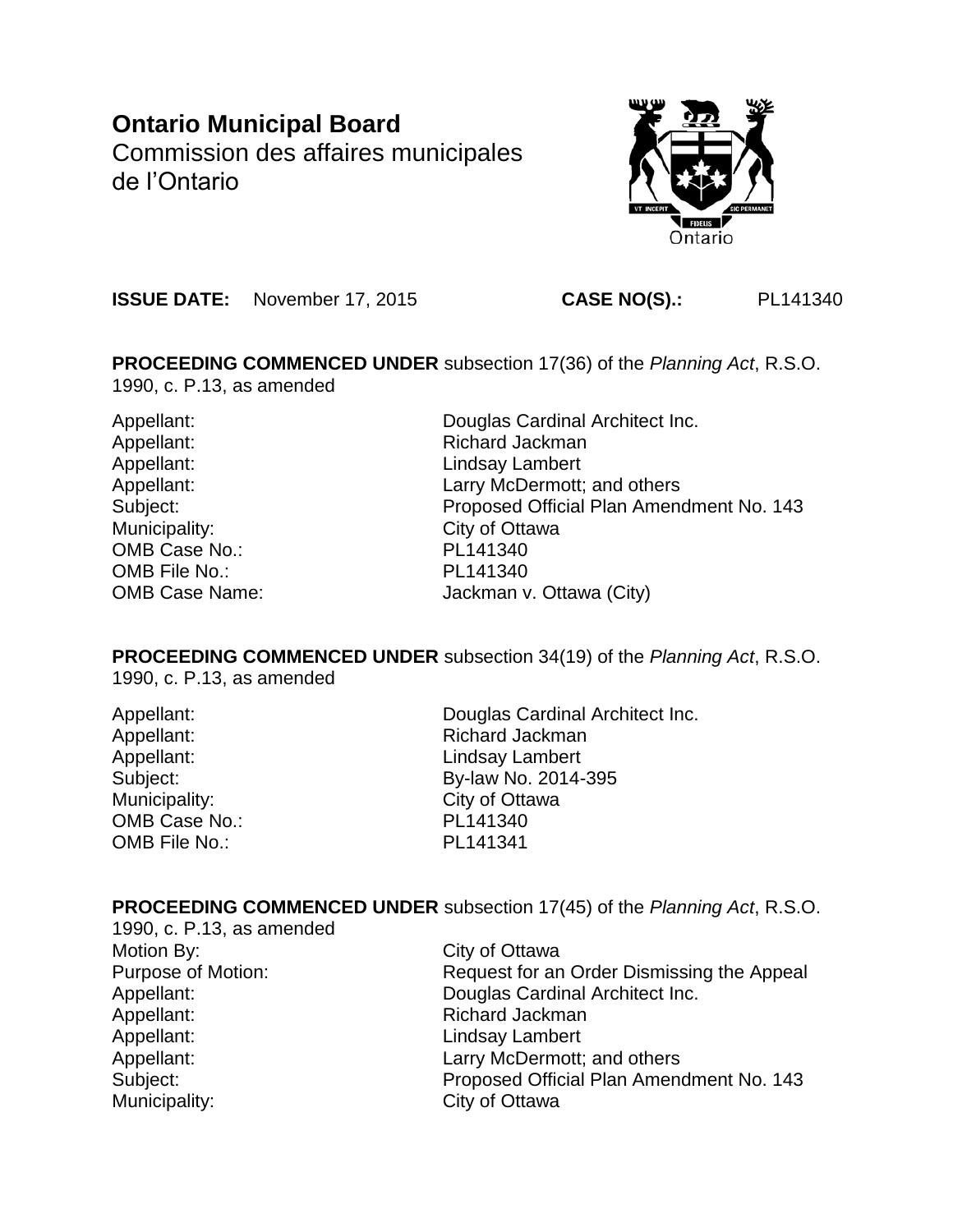**Ontario Municipal Board**
Commission des affaires municipales de l'Ontario

**ISSUE DATE:** November 17, 2015 **CASE NO(S).:** PL141340

**PROCEEDING COMMENCED UNDER** subsection 17(36) of the *Planning Act*, R.S.O. 1990, c. P.13, as amended

| | |
|---|---|
| Appellant: | Douglas Cardinal Architect Inc. |
| Appellant: | Richard Jackman |
| Appellant: | Lindsay Lambert |
| Appellant: | Larry McDermott; and others |
| Subject: | Proposed Official Plan Amendment No. 143 |
| Municipality: | City of Ottawa |
| OMB Case No.: | PL141340 |
| OMB File No.: | PL141340 |
| OMB Case Name: | Jackman v. Ottawa (City) |

**PROCEEDING COMMENCED UNDER** subsection 34(19) of the *Planning Act*, R.S.O. 1990, c. P.13, as amended

| | |
|---|---|
| Appellant: | Douglas Cardinal Architect Inc. |
| Appellant: | Richard Jackman |
| Appellant: | Lindsay Lambert |
| Subject: | By-law No. 2014-395 |
| Municipality: | City of Ottawa |
| OMB Case No.: | PL141340 |
| OMB File No.: | PL141341 |

**PROCEEDING COMMENCED UNDER** subsection 17(45) of the *Planning Act*, R.S.O. 1990, c. P.13, as amended

| | |
|---|---|
| Motion By: | City of Ottawa |
| Purpose of Motion: | Request for an Order Dismissing the Appeal |
| Appellant: | Douglas Cardinal Architect Inc. |
| Appellant: | Richard Jackman |
| Appellant: | Lindsay Lambert |
| Appellant: | Larry McDermott; and others |
| Subject: | Proposed Official Plan Amendment No. 143 |
| Municipality: | City of Ottawa |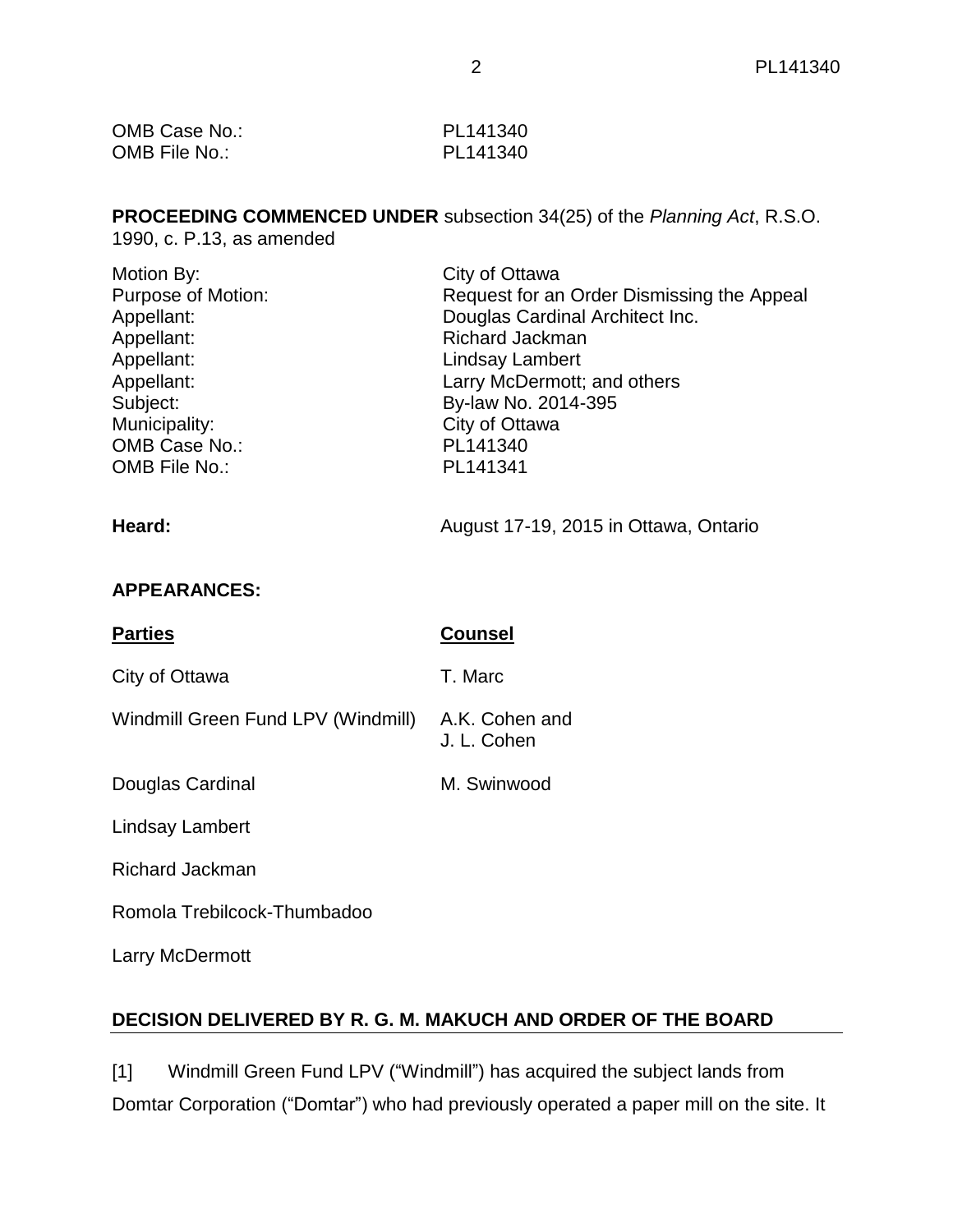OMB Case No.: PL141340
OMB File No.: PL141340

**PROCEEDING COMMENCED UNDER** subsection 34(25) of the *Planning Act*, R.S.O. 1990, c. P.13, as amended

| | |
|---|---|
| Motion By: | City of Ottawa |
| Purpose of Motion: | Request for an Order Dismissing the Appeal |
| Appellant: | Douglas Cardinal Architect Inc. |
| Appellant: | Richard Jackman |
| Appellant: | Lindsay Lambert |
| Appellant: | Larry McDermott; and others |
| Subject: | By-law No. 2014-395 |
| Municipality: | City of Ottawa |
| OMB Case No.: | PL141340 |
| OMB File No.: | PL141341 |

**Heard:** August 17-19, 2015 in Ottawa, Ontario

**APPEARANCES:**

| **Parties** | **Counsel** |
|---|---|
| City of Ottawa | T. Marc |
| Windmill Green Fund LPV (Windmill) | A.K. Cohen and J. L. Cohen |
| Douglas Cardinal | M. Swinwood |
| Lindsay Lambert | |
| Richard Jackman | |
| Romola Trebilcock-Thumbadoo | |
| Larry McDermott | |

## DECISION DELIVERED BY R. G. M. MAKUCH AND ORDER OF THE BOARD

[1] Windmill Green Fund LPV ("Windmill") has acquired the subject lands from Domtar Corporation ("Domtar") who had previously operated a paper mill on the site. It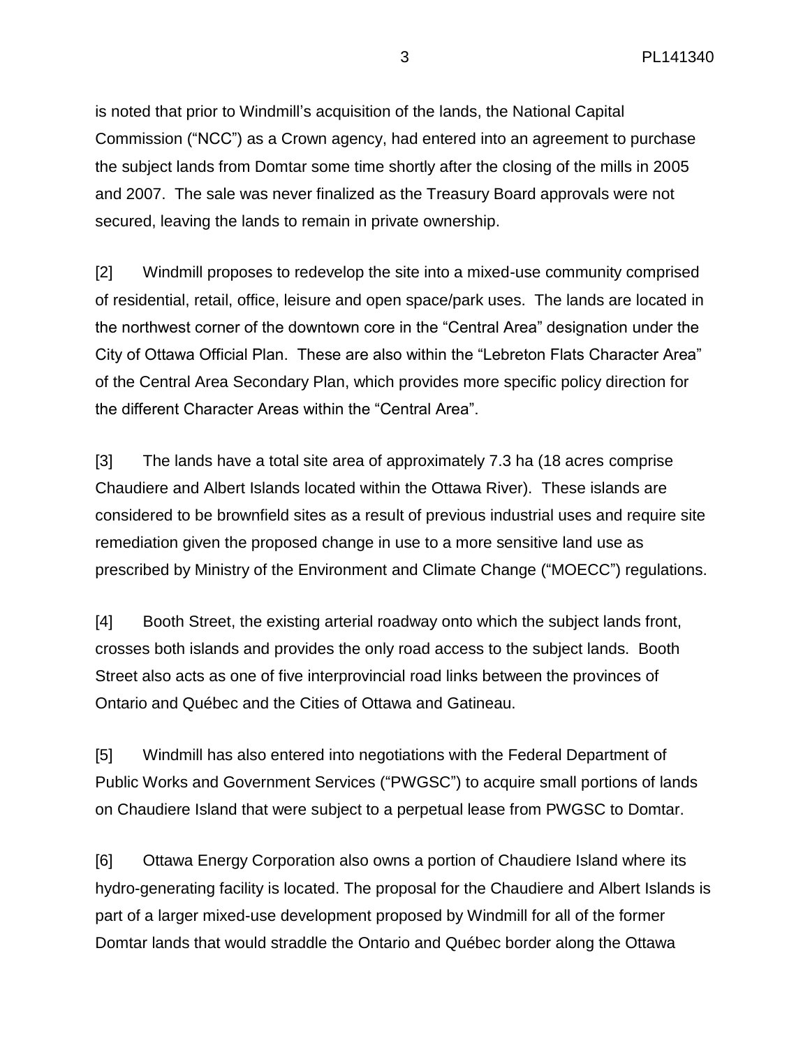is noted that prior to Windmill's acquisition of the lands, the National Capital Commission ("NCC") as a Crown agency, had entered into an agreement to purchase the subject lands from Domtar some time shortly after the closing of the mills in 2005 and 2007. The sale was never finalized as the Treasury Board approvals were not secured, leaving the lands to remain in private ownership.

[2] Windmill proposes to redevelop the site into a mixed-use community comprised of residential, retail, office, leisure and open space/park uses. The lands are located in the northwest corner of the downtown core in the "Central Area" designation under the City of Ottawa Official Plan. These are also within the "Lebreton Flats Character Area" of the Central Area Secondary Plan, which provides more specific policy direction for the different Character Areas within the "Central Area".

[3] The lands have a total site area of approximately 7.3 ha (18 acres comprise Chaudiere and Albert Islands located within the Ottawa River). These islands are considered to be brownfield sites as a result of previous industrial uses and require site remediation given the proposed change in use to a more sensitive land use as prescribed by Ministry of the Environment and Climate Change ("MOECC") regulations.

[4] Booth Street, the existing arterial roadway onto which the subject lands front, crosses both islands and provides the only road access to the subject lands. Booth Street also acts as one of five interprovincial road links between the provinces of Ontario and Québec and the Cities of Ottawa and Gatineau.

[5] Windmill has also entered into negotiations with the Federal Department of Public Works and Government Services ("PWGSC") to acquire small portions of lands on Chaudiere Island that were subject to a perpetual lease from PWGSC to Domtar.

[6] Ottawa Energy Corporation also owns a portion of Chaudiere Island where its hydro-generating facility is located. The proposal for the Chaudiere and Albert Islands is part of a larger mixed-use development proposed by Windmill for all of the former Domtar lands that would straddle the Ontario and Québec border along the Ottawa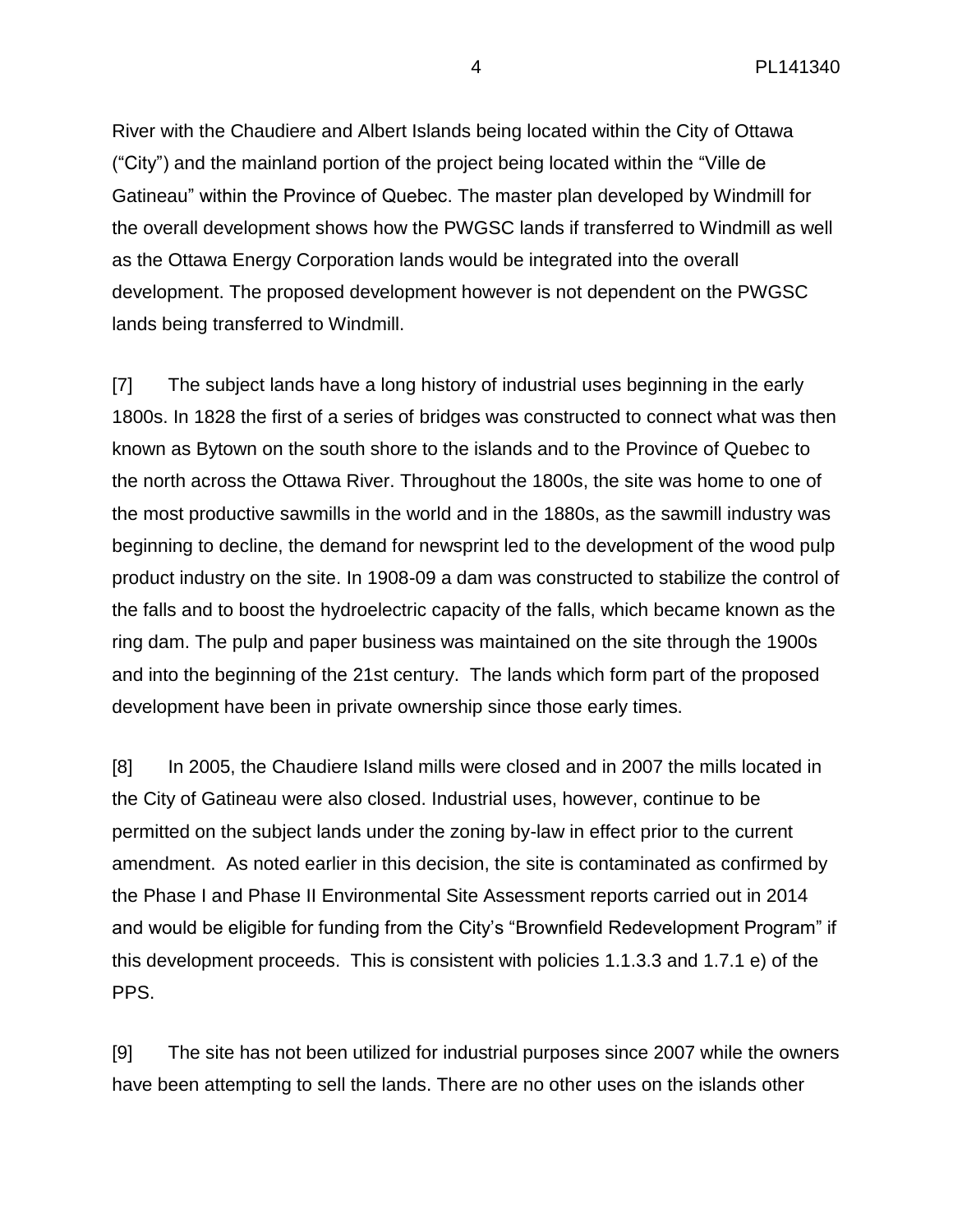River with the Chaudiere and Albert Islands being located within the City of Ottawa ("City") and the mainland portion of the project being located within the "Ville de Gatineau" within the Province of Quebec. The master plan developed by Windmill for the overall development shows how the PWGSC lands if transferred to Windmill as well as the Ottawa Energy Corporation lands would be integrated into the overall development. The proposed development however is not dependent on the PWGSC lands being transferred to Windmill.

[7] The subject lands have a long history of industrial uses beginning in the early 1800s. In 1828 the first of a series of bridges was constructed to connect what was then known as Bytown on the south shore to the islands and to the Province of Quebec to the north across the Ottawa River. Throughout the 1800s, the site was home to one of the most productive sawmills in the world and in the 1880s, as the sawmill industry was beginning to decline, the demand for newsprint led to the development of the wood pulp product industry on the site. In 1908-09 a dam was constructed to stabilize the control of the falls and to boost the hydroelectric capacity of the falls, which became known as the ring dam. The pulp and paper business was maintained on the site through the 1900s and into the beginning of the 21st century. The lands which form part of the proposed development have been in private ownership since those early times.

[8] In 2005, the Chaudiere Island mills were closed and in 2007 the mills located in the City of Gatineau were also closed. Industrial uses, however, continue to be permitted on the subject lands under the zoning by-law in effect prior to the current amendment. As noted earlier in this decision, the site is contaminated as confirmed by the Phase I and Phase II Environmental Site Assessment reports carried out in 2014 and would be eligible for funding from the City's "Brownfield Redevelopment Program" if this development proceeds. This is consistent with policies 1.1.3.3 and 1.7.1 e) of the PPS.

[9] The site has not been utilized for industrial purposes since 2007 while the owners have been attempting to sell the lands. There are no other uses on the islands other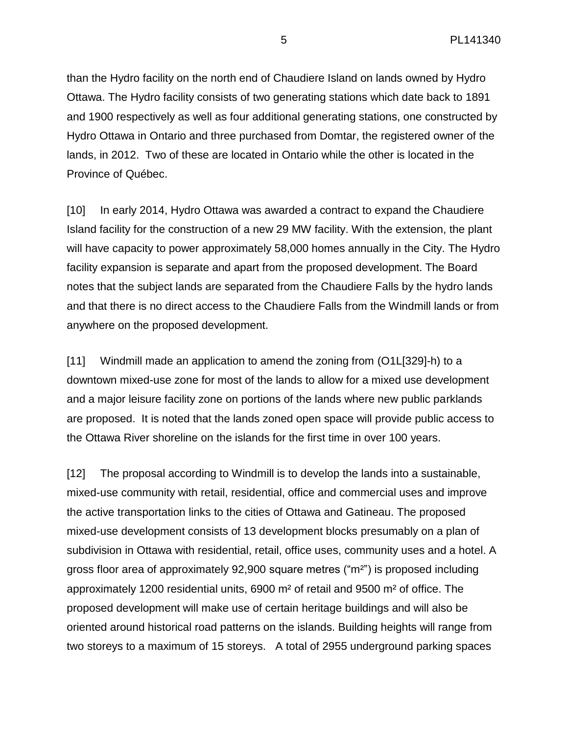than the Hydro facility on the north end of Chaudiere Island on lands owned by Hydro Ottawa. The Hydro facility consists of two generating stations which date back to 1891 and 1900 respectively as well as four additional generating stations, one constructed by Hydro Ottawa in Ontario and three purchased from Domtar, the registered owner of the lands, in 2012. Two of these are located in Ontario while the other is located in the Province of Québec.

[10] In early 2014, Hydro Ottawa was awarded a contract to expand the Chaudiere Island facility for the construction of a new 29 MW facility. With the extension, the plant will have capacity to power approximately 58,000 homes annually in the City. The Hydro facility expansion is separate and apart from the proposed development. The Board notes that the subject lands are separated from the Chaudiere Falls by the hydro lands and that there is no direct access to the Chaudiere Falls from the Windmill lands or from anywhere on the proposed development.

[11] Windmill made an application to amend the zoning from (O1L[329]-h) to a downtown mixed-use zone for most of the lands to allow for a mixed use development and a major leisure facility zone on portions of the lands where new public parklands are proposed. It is noted that the lands zoned open space will provide public access to the Ottawa River shoreline on the islands for the first time in over 100 years.

[12] The proposal according to Windmill is to develop the lands into a sustainable, mixed-use community with retail, residential, office and commercial uses and improve the active transportation links to the cities of Ottawa and Gatineau. The proposed mixed-use development consists of 13 development blocks presumably on a plan of subdivision in Ottawa with residential, retail, office uses, community uses and a hotel. A gross floor area of approximately 92,900 square metres ("m²") is proposed including approximately 1200 residential units, 6900 m² of retail and 9500 m² of office. The proposed development will make use of certain heritage buildings and will also be oriented around historical road patterns on the islands. Building heights will range from two storeys to a maximum of 15 storeys. A total of 2955 underground parking spaces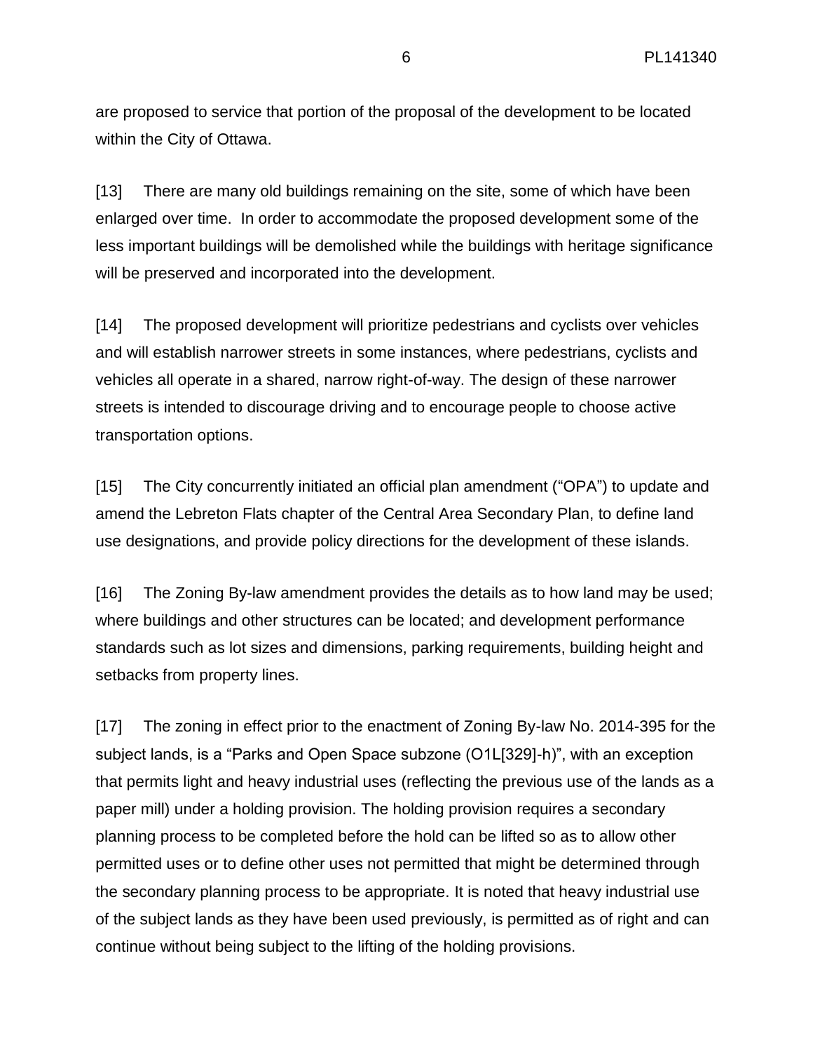are proposed to service that portion of the proposal of the development to be located within the City of Ottawa.

[13] There are many old buildings remaining on the site, some of which have been enlarged over time. In order to accommodate the proposed development some of the less important buildings will be demolished while the buildings with heritage significance will be preserved and incorporated into the development.

[14] The proposed development will prioritize pedestrians and cyclists over vehicles and will establish narrower streets in some instances, where pedestrians, cyclists and vehicles all operate in a shared, narrow right-of-way. The design of these narrower streets is intended to discourage driving and to encourage people to choose active transportation options.

[15] The City concurrently initiated an official plan amendment ("OPA") to update and amend the Lebreton Flats chapter of the Central Area Secondary Plan, to define land use designations, and provide policy directions for the development of these islands.

[16] The Zoning By-law amendment provides the details as to how land may be used; where buildings and other structures can be located; and development performance standards such as lot sizes and dimensions, parking requirements, building height and setbacks from property lines.

[17] The zoning in effect prior to the enactment of Zoning By-law No. 2014-395 for the subject lands, is a "Parks and Open Space subzone (O1L[329]-h)", with an exception that permits light and heavy industrial uses (reflecting the previous use of the lands as a paper mill) under a holding provision. The holding provision requires a secondary planning process to be completed before the hold can be lifted so as to allow other permitted uses or to define other uses not permitted that might be determined through the secondary planning process to be appropriate. It is noted that heavy industrial use of the subject lands as they have been used previously, is permitted as of right and can continue without being subject to the lifting of the holding provisions.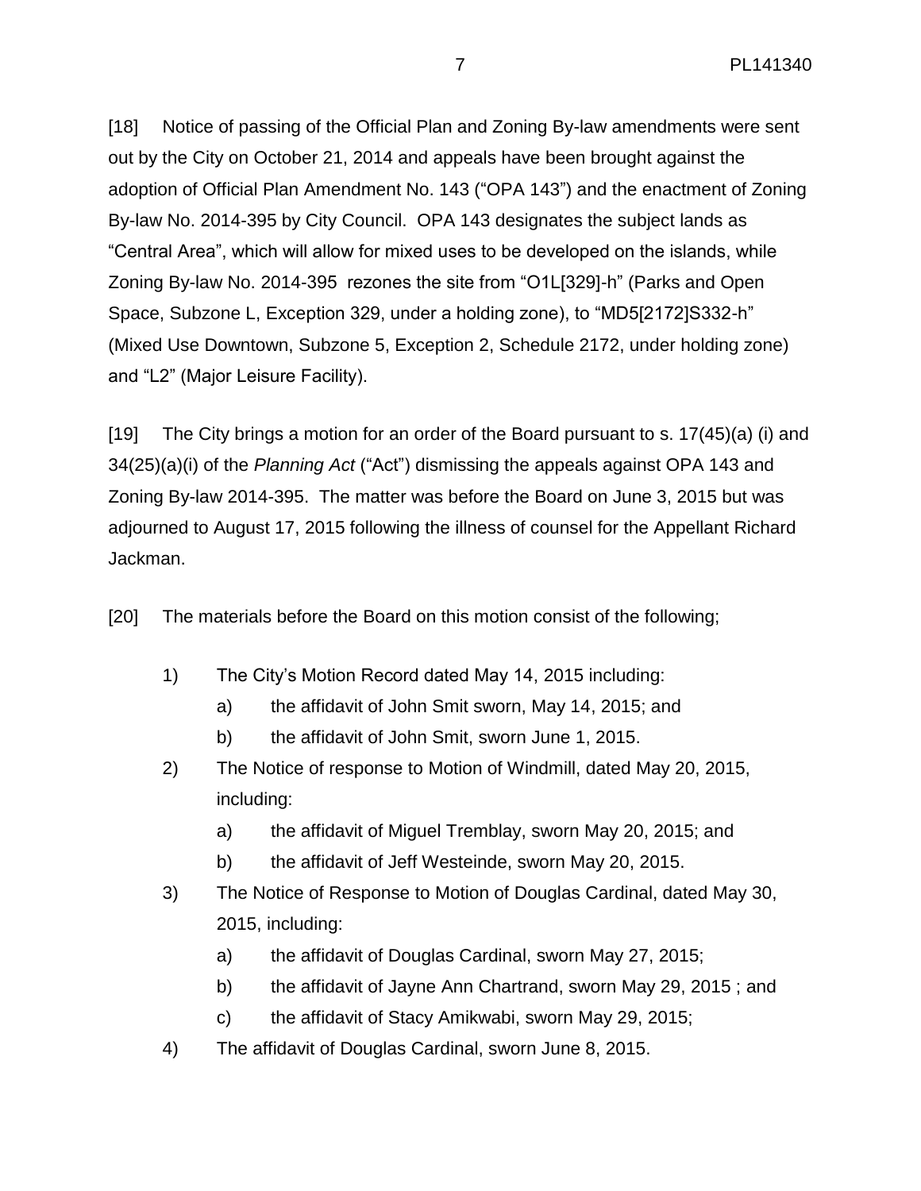[18] Notice of passing of the Official Plan and Zoning By-law amendments were sent out by the City on October 21, 2014 and appeals have been brought against the adoption of Official Plan Amendment No. 143 ("OPA 143") and the enactment of Zoning By-law No. 2014-395 by City Council. OPA 143 designates the subject lands as "Central Area", which will allow for mixed uses to be developed on the islands, while Zoning By-law No. 2014-395 rezones the site from "O1L[329]-h" (Parks and Open Space, Subzone L, Exception 329, under a holding zone), to "MD5[2172]S332-h" (Mixed Use Downtown, Subzone 5, Exception 2, Schedule 2172, under holding zone) and "L2" (Major Leisure Facility).

[19] The City brings a motion for an order of the Board pursuant to s. 17(45)(a) (i) and 34(25)(a)(i) of the *Planning Act* ("Act") dismissing the appeals against OPA 143 and Zoning By-law 2014-395. The matter was before the Board on June 3, 2015 but was adjourned to August 17, 2015 following the illness of counsel for the Appellant Richard Jackman.

[20] The materials before the Board on this motion consist of the following;

1) The City's Motion Record dated May 14, 2015 including:
    a) the affidavit of John Smit sworn, May 14, 2015; and
    b) the affidavit of John Smit, sworn June 1, 2015.
2) The Notice of response to Motion of Windmill, dated May 20, 2015, including:
    a) the affidavit of Miguel Tremblay, sworn May 20, 2015; and
    b) the affidavit of Jeff Westeinde, sworn May 20, 2015.
3) The Notice of Response to Motion of Douglas Cardinal, dated May 30, 2015, including:
    a) the affidavit of Douglas Cardinal, sworn May 27, 2015;
    b) the affidavit of Jayne Ann Chartrand, sworn May 29, 2015 ; and
    c) the affidavit of Stacy Amikwabi, sworn May 29, 2015;
4) The affidavit of Douglas Cardinal, sworn June 8, 2015.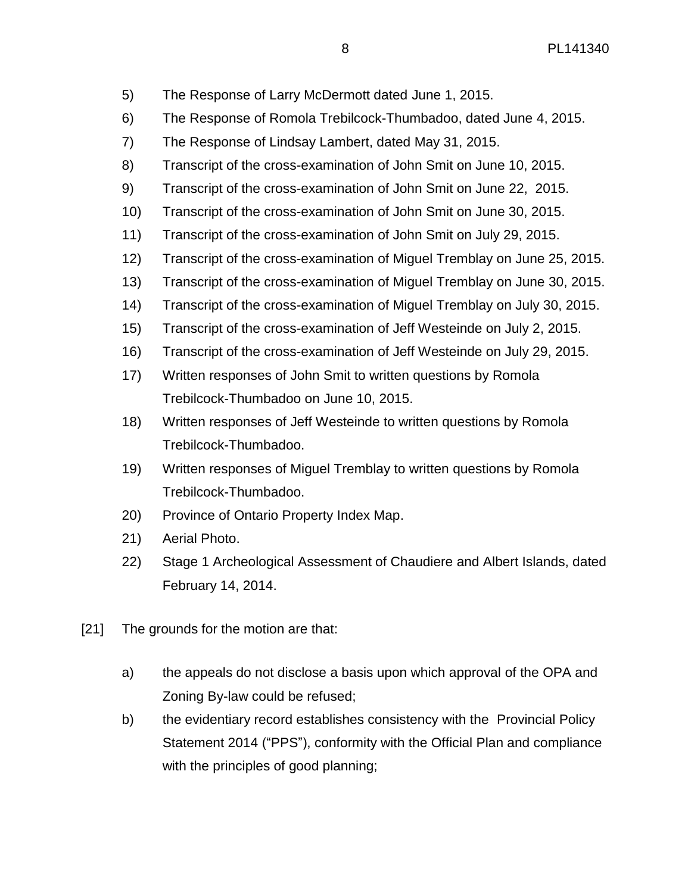5) The Response of Larry McDermott dated June 1, 2015.

6) The Response of Romola Trebilcock-Thumbadoo, dated June 4, 2015.

7) The Response of Lindsay Lambert, dated May 31, 2015.

8) Transcript of the cross-examination of John Smit on June 10, 2015.

9) Transcript of the cross-examination of John Smit on June 22, 2015.

10) Transcript of the cross-examination of John Smit on June 30, 2015.

11) Transcript of the cross-examination of John Smit on July 29, 2015.

12) Transcript of the cross-examination of Miguel Tremblay on June 25, 2015.

13) Transcript of the cross-examination of Miguel Tremblay on June 30, 2015.

14) Transcript of the cross-examination of Miguel Tremblay on July 30, 2015.

15) Transcript of the cross-examination of Jeff Westeinde on July 2, 2015.

16) Transcript of the cross-examination of Jeff Westeinde on July 29, 2015.

17) Written responses of John Smit to written questions by Romola Trebilcock-Thumbadoo on June 10, 2015.

18) Written responses of Jeff Westeinde to written questions by Romola Trebilcock-Thumbadoo.

19) Written responses of Miguel Tremblay to written questions by Romola Trebilcock-Thumbadoo.

20) Province of Ontario Property Index Map.

21) Aerial Photo.

22) Stage 1 Archeological Assessment of Chaudiere and Albert Islands, dated February 14, 2014.

[21] The grounds for the motion are that:

a) the appeals do not disclose a basis upon which approval of the OPA and Zoning By-law could be refused;

b) the evidentiary record establishes consistency with the Provincial Policy Statement 2014 ("PPS"), conformity with the Official Plan and compliance with the principles of good planning;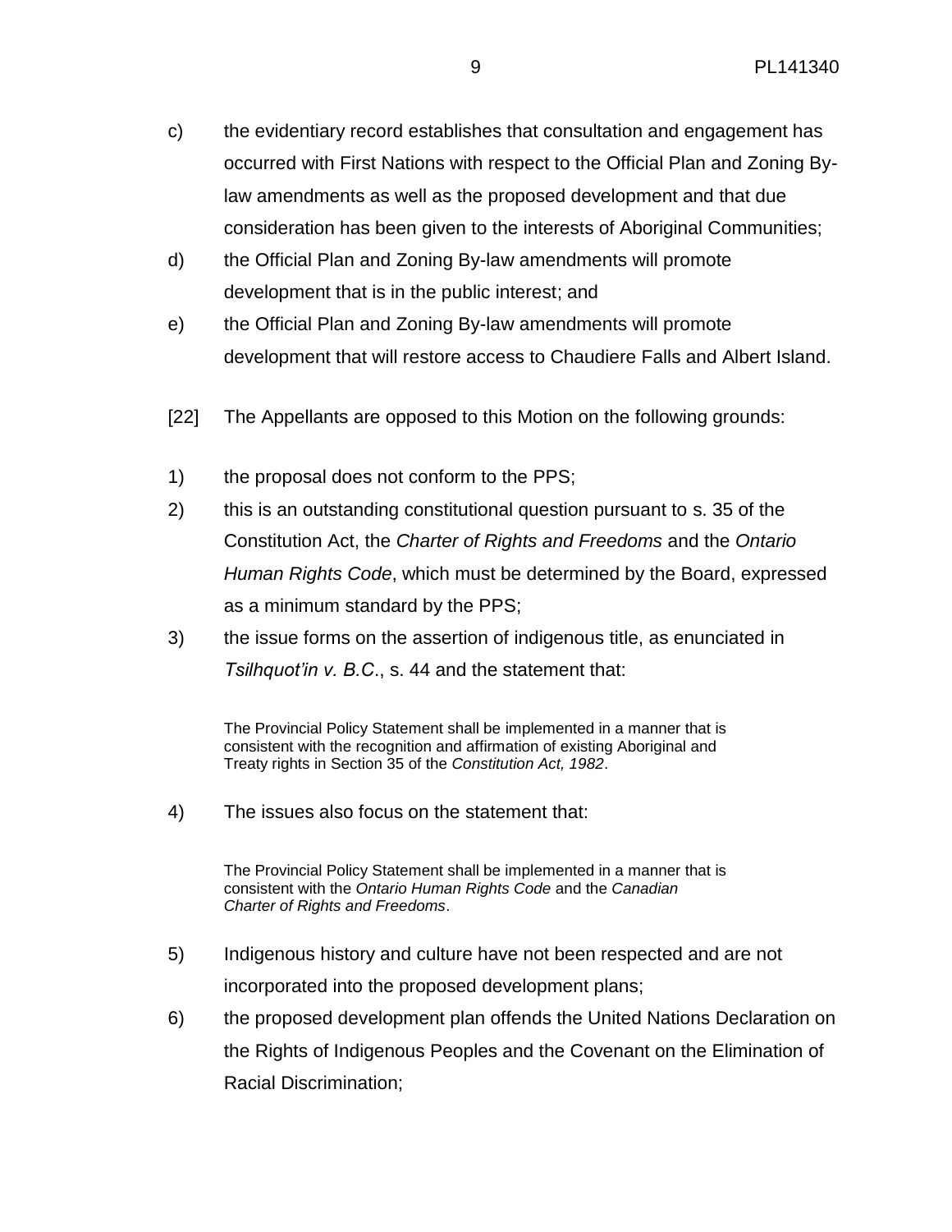c) the evidentiary record establishes that consultation and engagement has occurred with First Nations with respect to the Official Plan and Zoning By-law amendments as well as the proposed development and that due consideration has been given to the interests of Aboriginal Communities;

d) the Official Plan and Zoning By-law amendments will promote development that is in the public interest; and

e) the Official Plan and Zoning By-law amendments will promote development that will restore access to Chaudiere Falls and Albert Island.

[22] The Appellants are opposed to this Motion on the following grounds:

1) the proposal does not conform to the PPS;

2) this is an outstanding constitutional question pursuant to s. 35 of the Constitution Act, the *Charter of Rights and Freedoms* and the *Ontario Human Rights Code*, which must be determined by the Board, expressed as a minimum standard by the PPS;

3) the issue forms on the assertion of indigenous title, as enunciated in *Tsilhquot'in v. B.C.*, s. 44 and the statement that:

> The Provincial Policy Statement shall be implemented in a manner that is consistent with the recognition and affirmation of existing Aboriginal and Treaty rights in Section 35 of the *Constitution Act, 1982*.

4) The issues also focus on the statement that:

> The Provincial Policy Statement shall be implemented in a manner that is consistent with the *Ontario Human Rights Code* and the *Canadian Charter of Rights and Freedoms*.

5) Indigenous history and culture have not been respected and are not incorporated into the proposed development plans;

6) the proposed development plan offends the United Nations Declaration on the Rights of Indigenous Peoples and the Covenant on the Elimination of Racial Discrimination;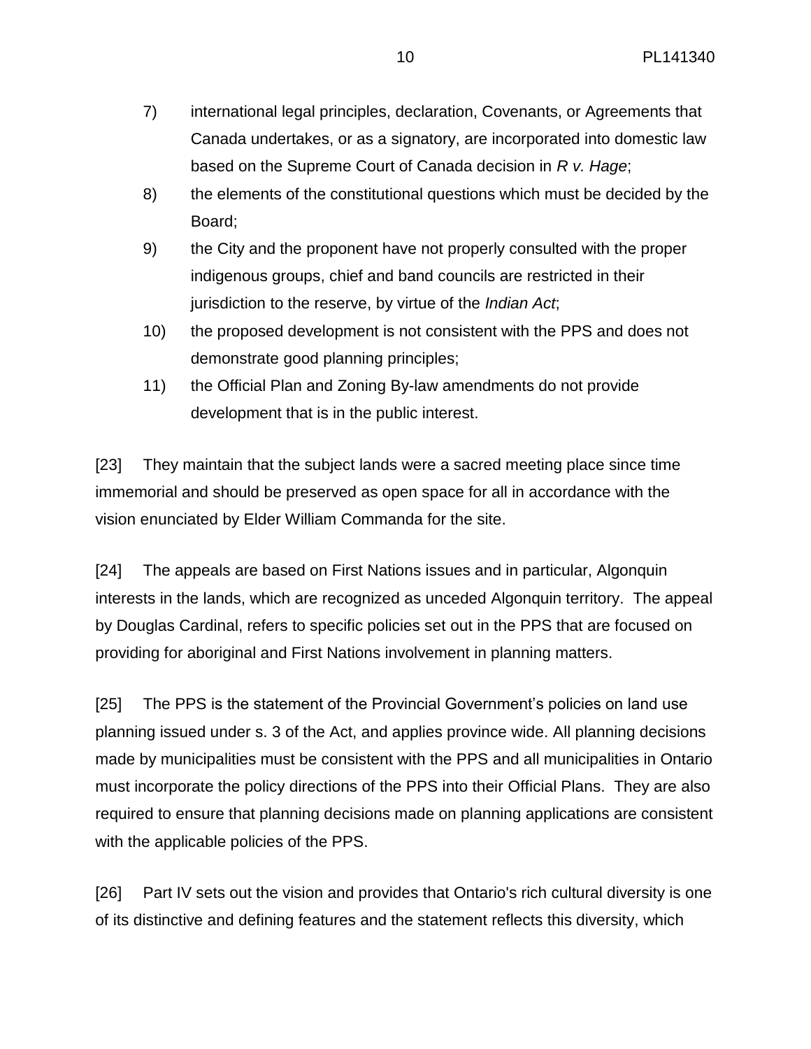7) international legal principles, declaration, Covenants, or Agreements that Canada undertakes, or as a signatory, are incorporated into domestic law based on the Supreme Court of Canada decision in *R v. Hage*;
8) the elements of the constitutional questions which must be decided by the Board;
9) the City and the proponent have not properly consulted with the proper indigenous groups, chief and band councils are restricted in their jurisdiction to the reserve, by virtue of the *Indian Act*;
10) the proposed development is not consistent with the PPS and does not demonstrate good planning principles;
11) the Official Plan and Zoning By-law amendments do not provide development that is in the public interest.

[23] They maintain that the subject lands were a sacred meeting place since time immemorial and should be preserved as open space for all in accordance with the vision enunciated by Elder William Commanda for the site.

[24] The appeals are based on First Nations issues and in particular, Algonquin interests in the lands, which are recognized as unceded Algonquin territory. The appeal by Douglas Cardinal, refers to specific policies set out in the PPS that are focused on providing for aboriginal and First Nations involvement in planning matters.

[25] The PPS is the statement of the Provincial Government's policies on land use planning issued under s. 3 of the Act, and applies province wide. All planning decisions made by municipalities must be consistent with the PPS and all municipalities in Ontario must incorporate the policy directions of the PPS into their Official Plans. They are also required to ensure that planning decisions made on planning applications are consistent with the applicable policies of the PPS.

[26] Part IV sets out the vision and provides that Ontario's rich cultural diversity is one of its distinctive and defining features and the statement reflects this diversity, which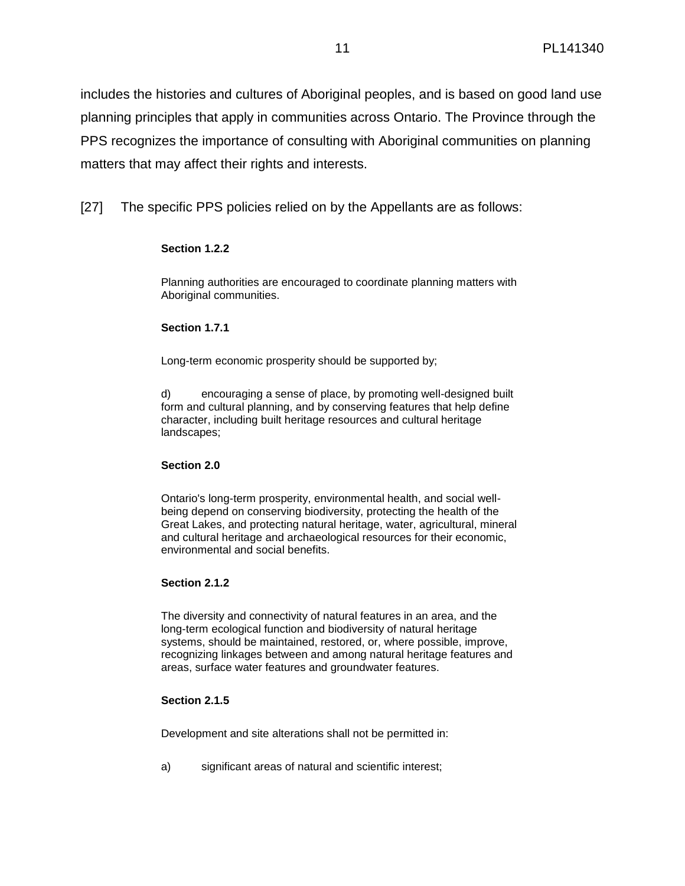includes the histories and cultures of Aboriginal peoples, and is based on good land use planning principles that apply in communities across Ontario. The Province through the PPS recognizes the importance of consulting with Aboriginal communities on planning matters that may affect their rights and interests.

[27] The specific PPS policies relied on by the Appellants are as follows:

> **Section 1.2.2**
>
> Planning authorities are encouraged to coordinate planning matters with Aboriginal communities.
>
> **Section 1.7.1**
>
> Long-term economic prosperity should be supported by;
>
> d) encouraging a sense of place, by promoting well-designed built form and cultural planning, and by conserving features that help define character, including built heritage resources and cultural heritage landscapes;
>
> **Section 2.0**
>
> Ontario's long-term prosperity, environmental health, and social well-being depend on conserving biodiversity, protecting the health of the Great Lakes, and protecting natural heritage, water, agricultural, mineral and cultural heritage and archaeological resources for their economic, environmental and social benefits.
>
> **Section 2.1.2**
>
> The diversity and connectivity of natural features in an area, and the long-term ecological function and biodiversity of natural heritage systems, should be maintained, restored, or, where possible, improve, recognizing linkages between and among natural heritage features and areas, surface water features and groundwater features.
>
> **Section 2.1.5**
>
> Development and site alterations shall not be permitted in:
>
> a) significant areas of natural and scientific interest;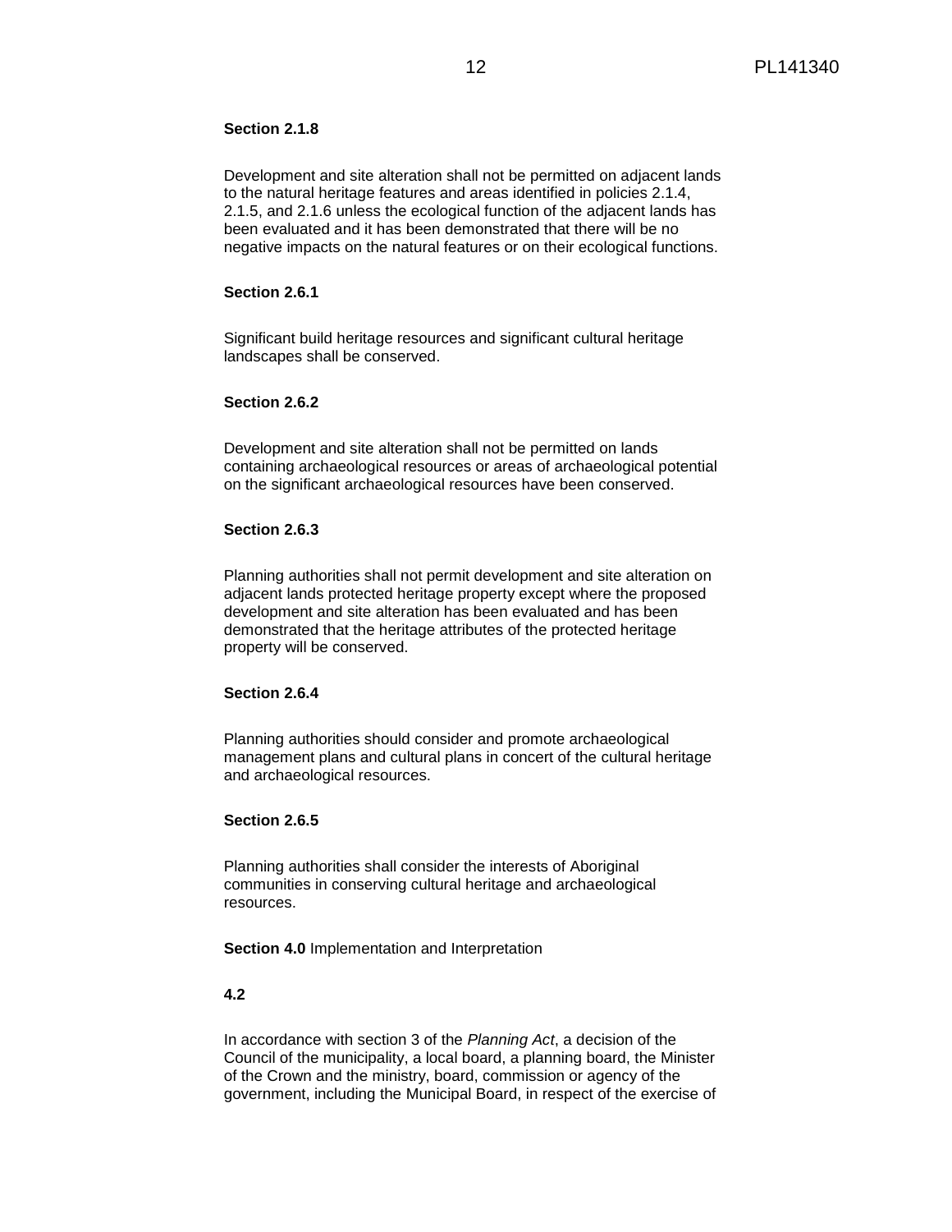**Section 2.1.8**

Development and site alteration shall not be permitted on adjacent lands to the natural heritage features and areas identified in policies 2.1.4, 2.1.5, and 2.1.6 unless the ecological function of the adjacent lands has been evaluated and it has been demonstrated that there will be no negative impacts on the natural features or on their ecological functions.

**Section 2.6.1**

Significant build heritage resources and significant cultural heritage landscapes shall be conserved.

**Section 2.6.2**

Development and site alteration shall not be permitted on lands containing archaeological resources or areas of archaeological potential on the significant archaeological resources have been conserved.

**Section 2.6.3**

Planning authorities shall not permit development and site alteration on adjacent lands protected heritage property except where the proposed development and site alteration has been evaluated and has been demonstrated that the heritage attributes of the protected heritage property will be conserved.

**Section 2.6.4**

Planning authorities should consider and promote archaeological management plans and cultural plans in concert of the cultural heritage and archaeological resources.

**Section 2.6.5**

Planning authorities shall consider the interests of Aboriginal communities in conserving cultural heritage and archaeological resources.

**Section 4.0** Implementation and Interpretation

**4.2**

In accordance with section 3 of the *Planning Act*, a decision of the Council of the municipality, a local board, a planning board, the Minister of the Crown and the ministry, board, commission or agency of the government, including the Municipal Board, in respect of the exercise of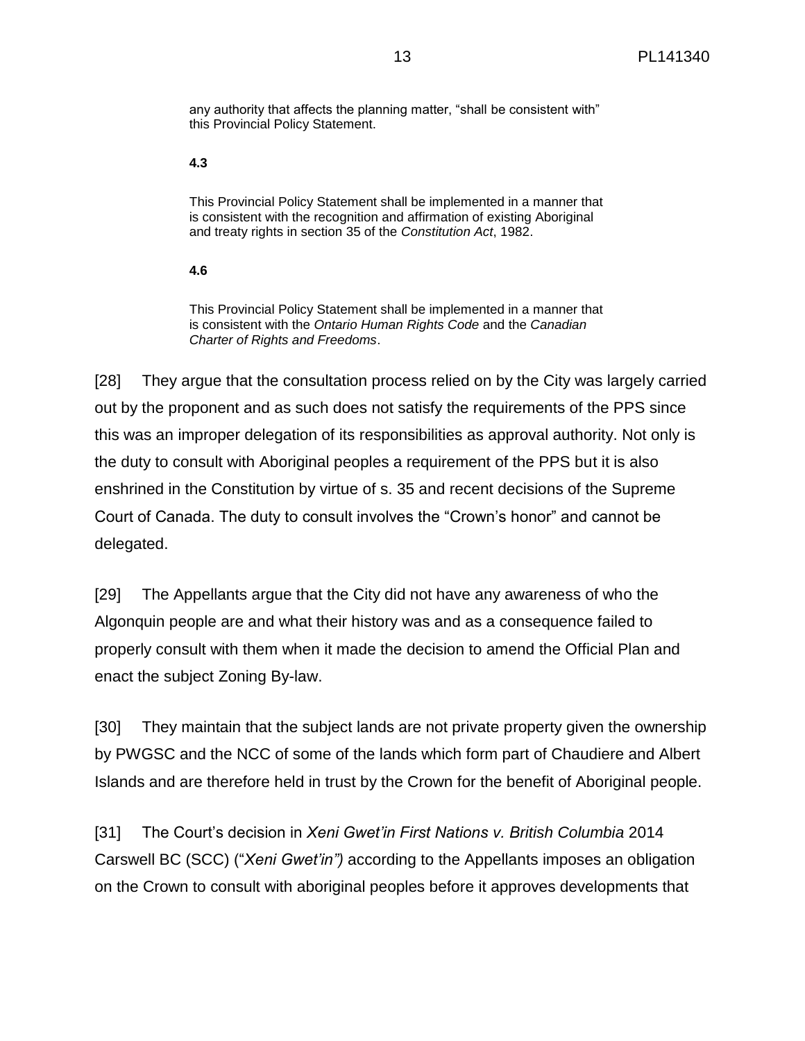> any authority that affects the planning matter, "shall be consistent with" this Provincial Policy Statement.
>
> **4.3**
>
> This Provincial Policy Statement shall be implemented in a manner that is consistent with the recognition and affirmation of existing Aboriginal and treaty rights in section 35 of the *Constitution Act*, 1982.
>
> **4.6**
>
> This Provincial Policy Statement shall be implemented in a manner that is consistent with the *Ontario Human Rights Code* and the *Canadian Charter of Rights and Freedoms*.

[28] They argue that the consultation process relied on by the City was largely carried out by the proponent and as such does not satisfy the requirements of the PPS since this was an improper delegation of its responsibilities as approval authority. Not only is the duty to consult with Aboriginal peoples a requirement of the PPS but it is also enshrined in the Constitution by virtue of s. 35 and recent decisions of the Supreme Court of Canada. The duty to consult involves the "Crown's honor" and cannot be delegated.

[29] The Appellants argue that the City did not have any awareness of who the Algonquin people are and what their history was and as a consequence failed to properly consult with them when it made the decision to amend the Official Plan and enact the subject Zoning By-law.

[30] They maintain that the subject lands are not private property given the ownership by PWGSC and the NCC of some of the lands which form part of Chaudiere and Albert Islands and are therefore held in trust by the Crown for the benefit of Aboriginal people.

[31] The Court's decision in *Xeni Gwet'in First Nations v. British Columbia* 2014 Carswell BC (SCC) ("*Xeni Gwet'in")* according to the Appellants imposes an obligation on the Crown to consult with aboriginal peoples before it approves developments that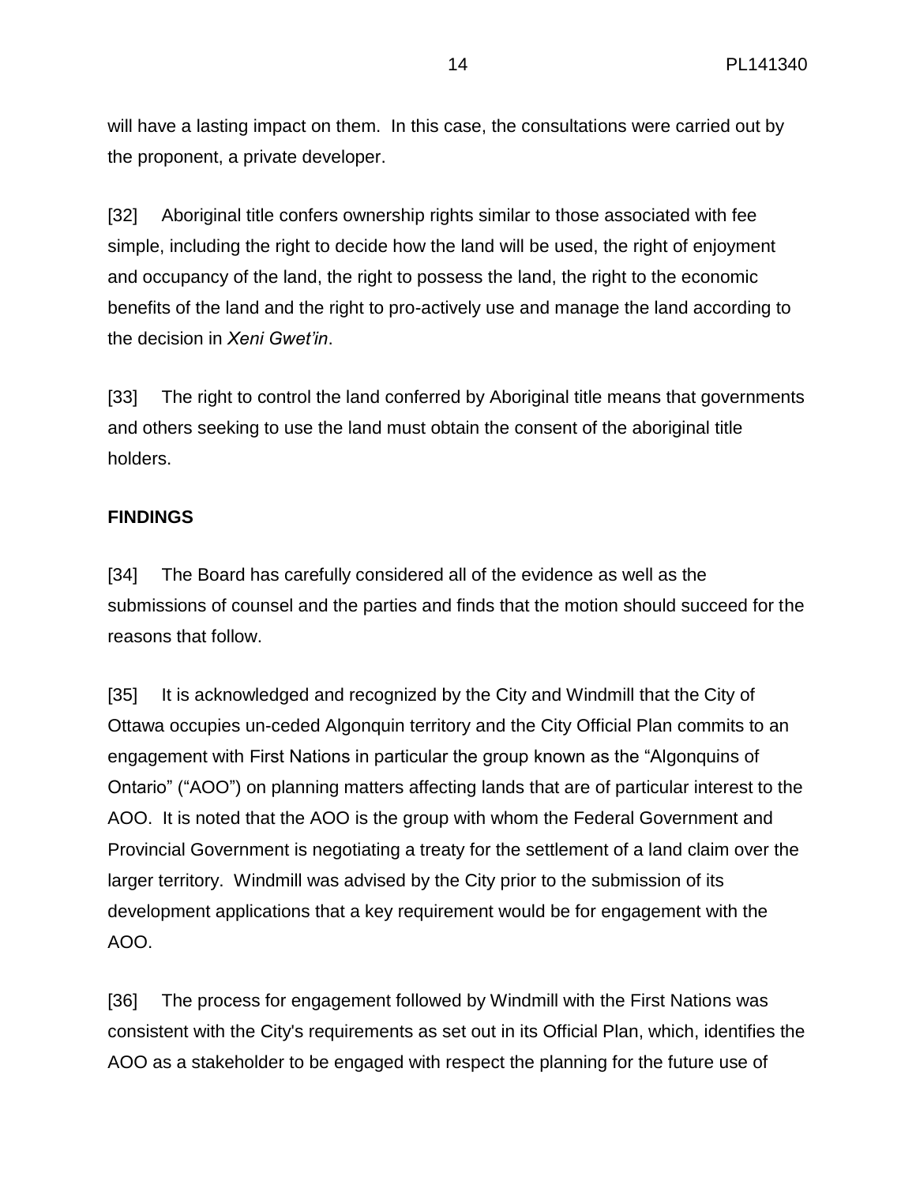will have a lasting impact on them. In this case, the consultations were carried out by the proponent, a private developer.

[32] Aboriginal title confers ownership rights similar to those associated with fee simple, including the right to decide how the land will be used, the right of enjoyment and occupancy of the land, the right to possess the land, the right to the economic benefits of the land and the right to pro-actively use and manage the land according to the decision in *Xeni Gwet'in*.

[33] The right to control the land conferred by Aboriginal title means that governments and others seeking to use the land must obtain the consent of the aboriginal title holders.

**FINDINGS**

[34] The Board has carefully considered all of the evidence as well as the submissions of counsel and the parties and finds that the motion should succeed for the reasons that follow.

[35] It is acknowledged and recognized by the City and Windmill that the City of Ottawa occupies un-ceded Algonquin territory and the City Official Plan commits to an engagement with First Nations in particular the group known as the "Algonquins of Ontario" ("AOO") on planning matters affecting lands that are of particular interest to the AOO. It is noted that the AOO is the group with whom the Federal Government and Provincial Government is negotiating a treaty for the settlement of a land claim over the larger territory. Windmill was advised by the City prior to the submission of its development applications that a key requirement would be for engagement with the AOO.

[36] The process for engagement followed by Windmill with the First Nations was consistent with the City's requirements as set out in its Official Plan, which, identifies the AOO as a stakeholder to be engaged with respect the planning for the future use of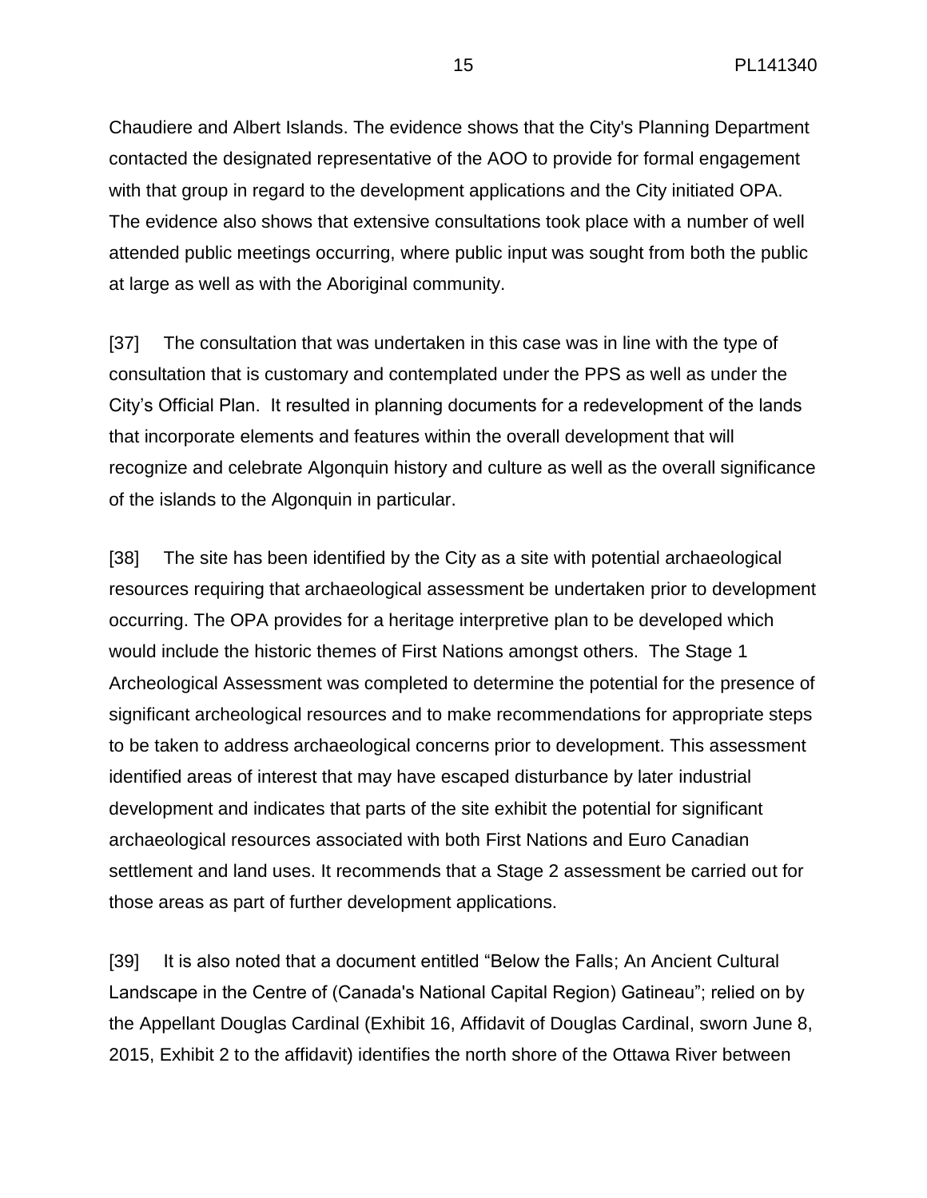Chaudiere and Albert Islands. The evidence shows that the City's Planning Department contacted the designated representative of the AOO to provide for formal engagement with that group in regard to the development applications and the City initiated OPA. The evidence also shows that extensive consultations took place with a number of well attended public meetings occurring, where public input was sought from both the public at large as well as with the Aboriginal community.

[37] The consultation that was undertaken in this case was in line with the type of consultation that is customary and contemplated under the PPS as well as under the City's Official Plan. It resulted in planning documents for a redevelopment of the lands that incorporate elements and features within the overall development that will recognize and celebrate Algonquin history and culture as well as the overall significance of the islands to the Algonquin in particular.

[38] The site has been identified by the City as a site with potential archaeological resources requiring that archaeological assessment be undertaken prior to development occurring. The OPA provides for a heritage interpretive plan to be developed which would include the historic themes of First Nations amongst others. The Stage 1 Archeological Assessment was completed to determine the potential for the presence of significant archeological resources and to make recommendations for appropriate steps to be taken to address archaeological concerns prior to development. This assessment identified areas of interest that may have escaped disturbance by later industrial development and indicates that parts of the site exhibit the potential for significant archaeological resources associated with both First Nations and Euro Canadian settlement and land uses. It recommends that a Stage 2 assessment be carried out for those areas as part of further development applications.

[39] It is also noted that a document entitled "Below the Falls; An Ancient Cultural Landscape in the Centre of (Canada's National Capital Region) Gatineau"; relied on by the Appellant Douglas Cardinal (Exhibit 16, Affidavit of Douglas Cardinal, sworn June 8, 2015, Exhibit 2 to the affidavit) identifies the north shore of the Ottawa River between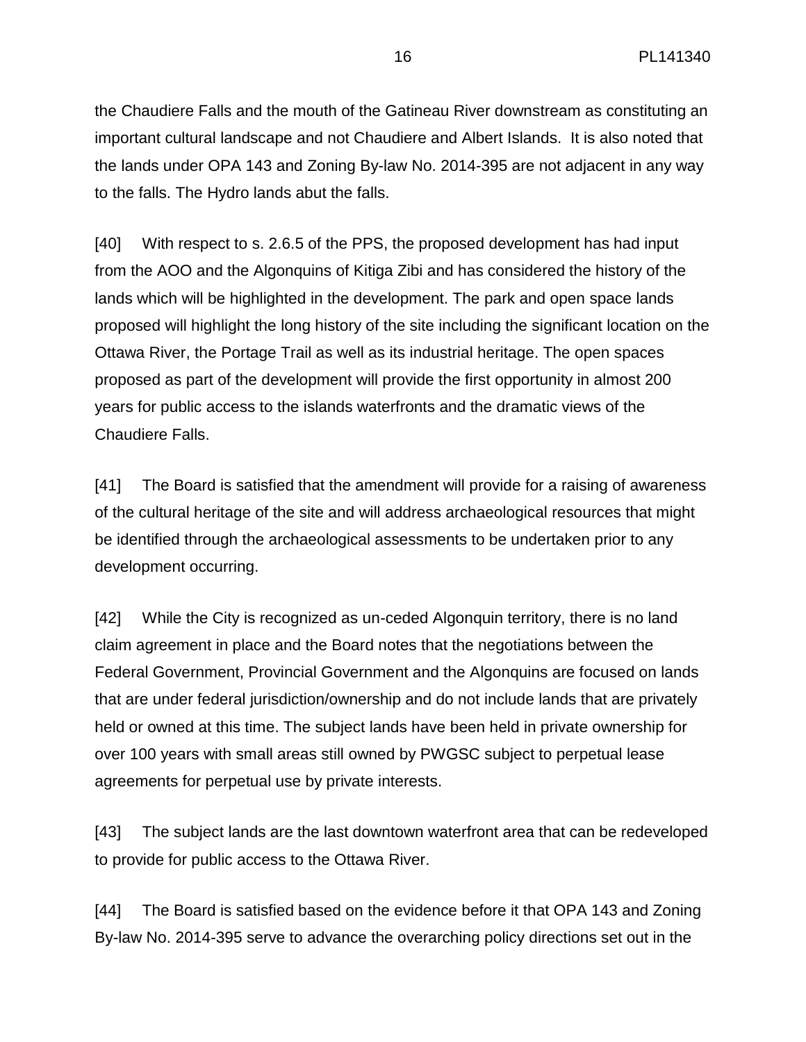the Chaudiere Falls and the mouth of the Gatineau River downstream as constituting an important cultural landscape and not Chaudiere and Albert Islands. It is also noted that the lands under OPA 143 and Zoning By-law No. 2014-395 are not adjacent in any way to the falls. The Hydro lands abut the falls.

[40] With respect to s. 2.6.5 of the PPS, the proposed development has had input from the AOO and the Algonquins of Kitiga Zibi and has considered the history of the lands which will be highlighted in the development. The park and open space lands proposed will highlight the long history of the site including the significant location on the Ottawa River, the Portage Trail as well as its industrial heritage. The open spaces proposed as part of the development will provide the first opportunity in almost 200 years for public access to the islands waterfronts and the dramatic views of the Chaudiere Falls.

[41] The Board is satisfied that the amendment will provide for a raising of awareness of the cultural heritage of the site and will address archaeological resources that might be identified through the archaeological assessments to be undertaken prior to any development occurring.

[42] While the City is recognized as un-ceded Algonquin territory, there is no land claim agreement in place and the Board notes that the negotiations between the Federal Government, Provincial Government and the Algonquins are focused on lands that are under federal jurisdiction/ownership and do not include lands that are privately held or owned at this time. The subject lands have been held in private ownership for over 100 years with small areas still owned by PWGSC subject to perpetual lease agreements for perpetual use by private interests.

[43] The subject lands are the last downtown waterfront area that can be redeveloped to provide for public access to the Ottawa River.

[44] The Board is satisfied based on the evidence before it that OPA 143 and Zoning By-law No. 2014-395 serve to advance the overarching policy directions set out in the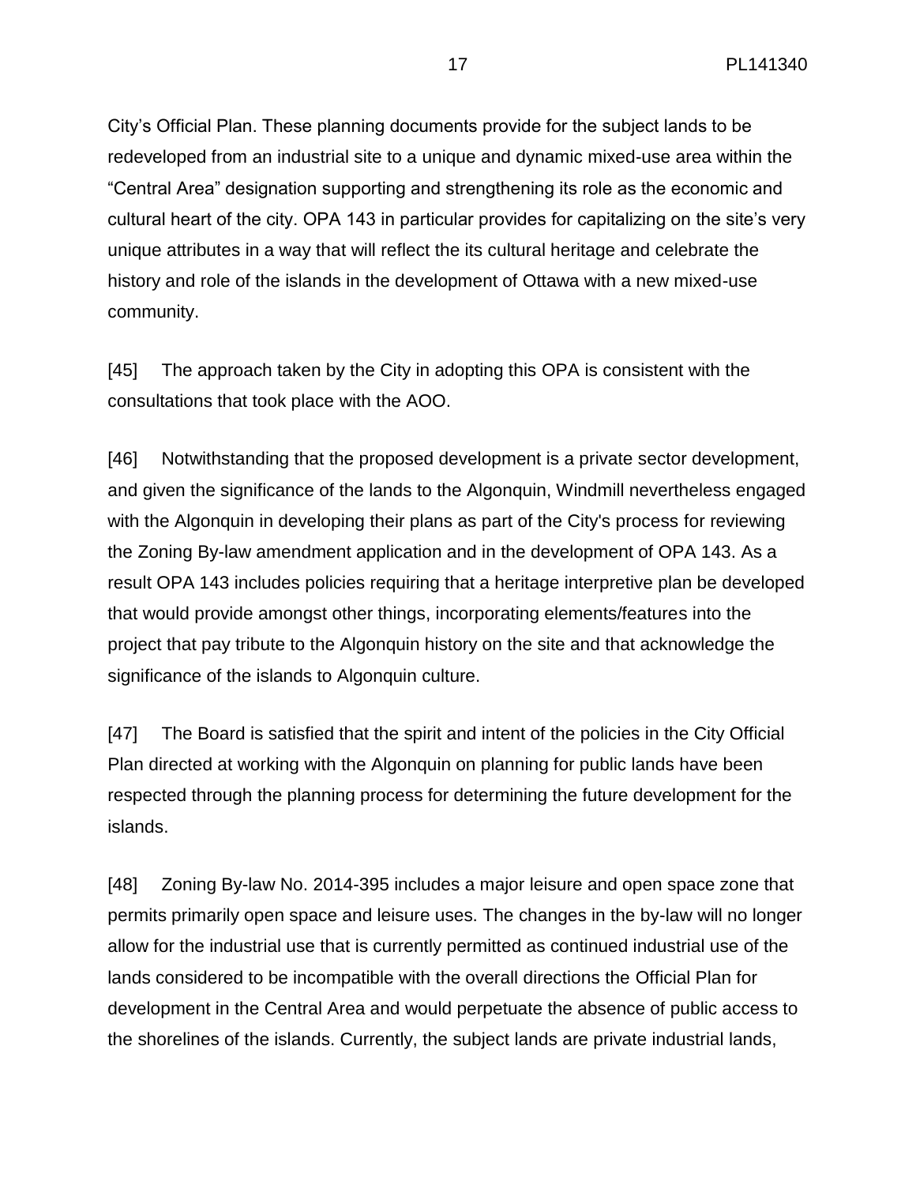City's Official Plan. These planning documents provide for the subject lands to be redeveloped from an industrial site to a unique and dynamic mixed-use area within the "Central Area" designation supporting and strengthening its role as the economic and cultural heart of the city. OPA 143 in particular provides for capitalizing on the site's very unique attributes in a way that will reflect the its cultural heritage and celebrate the history and role of the islands in the development of Ottawa with a new mixed-use community.

[45] The approach taken by the City in adopting this OPA is consistent with the consultations that took place with the AOO.

[46] Notwithstanding that the proposed development is a private sector development, and given the significance of the lands to the Algonquin, Windmill nevertheless engaged with the Algonquin in developing their plans as part of the City's process for reviewing the Zoning By-law amendment application and in the development of OPA 143. As a result OPA 143 includes policies requiring that a heritage interpretive plan be developed that would provide amongst other things, incorporating elements/features into the project that pay tribute to the Algonquin history on the site and that acknowledge the significance of the islands to Algonquin culture.

[47] The Board is satisfied that the spirit and intent of the policies in the City Official Plan directed at working with the Algonquin on planning for public lands have been respected through the planning process for determining the future development for the islands.

[48] Zoning By-law No. 2014-395 includes a major leisure and open space zone that permits primarily open space and leisure uses. The changes in the by-law will no longer allow for the industrial use that is currently permitted as continued industrial use of the lands considered to be incompatible with the overall directions the Official Plan for development in the Central Area and would perpetuate the absence of public access to the shorelines of the islands. Currently, the subject lands are private industrial lands,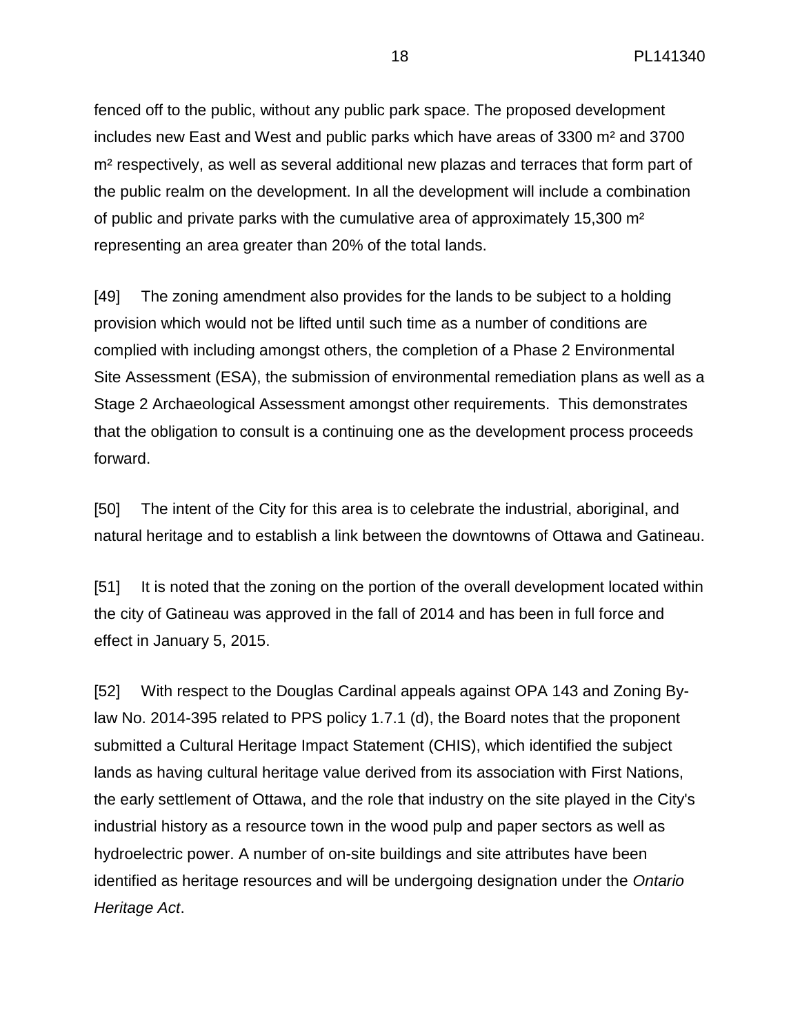fenced off to the public, without any public park space. The proposed development includes new East and West and public parks which have areas of 3300 m² and 3700 m² respectively, as well as several additional new plazas and terraces that form part of the public realm on the development. In all the development will include a combination of public and private parks with the cumulative area of approximately 15,300 m² representing an area greater than 20% of the total lands.

[49] The zoning amendment also provides for the lands to be subject to a holding provision which would not be lifted until such time as a number of conditions are complied with including amongst others, the completion of a Phase 2 Environmental Site Assessment (ESA), the submission of environmental remediation plans as well as a Stage 2 Archaeological Assessment amongst other requirements. This demonstrates that the obligation to consult is a continuing one as the development process proceeds forward.

[50] The intent of the City for this area is to celebrate the industrial, aboriginal, and natural heritage and to establish a link between the downtowns of Ottawa and Gatineau.

[51] It is noted that the zoning on the portion of the overall development located within the city of Gatineau was approved in the fall of 2014 and has been in full force and effect in January 5, 2015.

[52] With respect to the Douglas Cardinal appeals against OPA 143 and Zoning By-law No. 2014-395 related to PPS policy 1.7.1 (d), the Board notes that the proponent submitted a Cultural Heritage Impact Statement (CHIS), which identified the subject lands as having cultural heritage value derived from its association with First Nations, the early settlement of Ottawa, and the role that industry on the site played in the City's industrial history as a resource town in the wood pulp and paper sectors as well as hydroelectric power. A number of on-site buildings and site attributes have been identified as heritage resources and will be undergoing designation under the *Ontario Heritage Act*.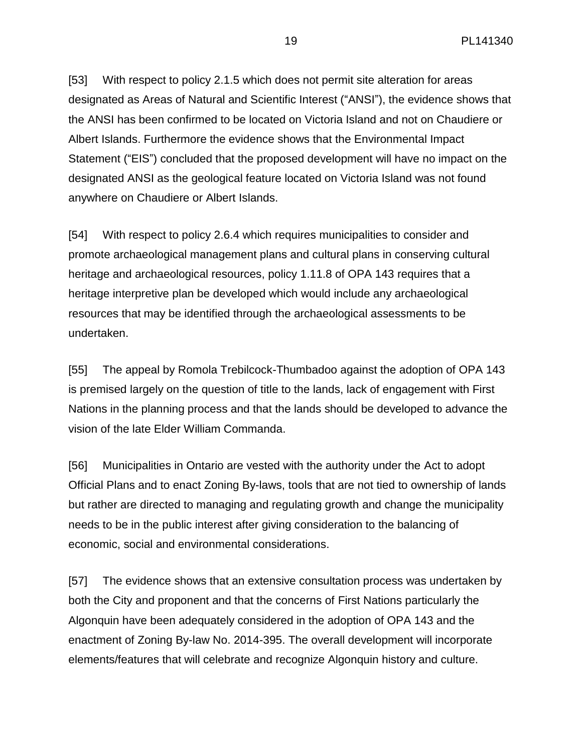[53] With respect to policy 2.1.5 which does not permit site alteration for areas designated as Areas of Natural and Scientific Interest ("ANSI"), the evidence shows that the ANSI has been confirmed to be located on Victoria Island and not on Chaudiere or Albert Islands. Furthermore the evidence shows that the Environmental Impact Statement ("EIS") concluded that the proposed development will have no impact on the designated ANSI as the geological feature located on Victoria Island was not found anywhere on Chaudiere or Albert Islands.

[54] With respect to policy 2.6.4 which requires municipalities to consider and promote archaeological management plans and cultural plans in conserving cultural heritage and archaeological resources, policy 1.11.8 of OPA 143 requires that a heritage interpretive plan be developed which would include any archaeological resources that may be identified through the archaeological assessments to be undertaken.

[55] The appeal by Romola Trebilcock-Thumbadoo against the adoption of OPA 143 is premised largely on the question of title to the lands, lack of engagement with First Nations in the planning process and that the lands should be developed to advance the vision of the late Elder William Commanda.

[56] Municipalities in Ontario are vested with the authority under the Act to adopt Official Plans and to enact Zoning By-laws, tools that are not tied to ownership of lands but rather are directed to managing and regulating growth and change the municipality needs to be in the public interest after giving consideration to the balancing of economic, social and environmental considerations.

[57] The evidence shows that an extensive consultation process was undertaken by both the City and proponent and that the concerns of First Nations particularly the Algonquin have been adequately considered in the adoption of OPA 143 and the enactment of Zoning By-law No. 2014-395. The overall development will incorporate elements/features that will celebrate and recognize Algonquin history and culture.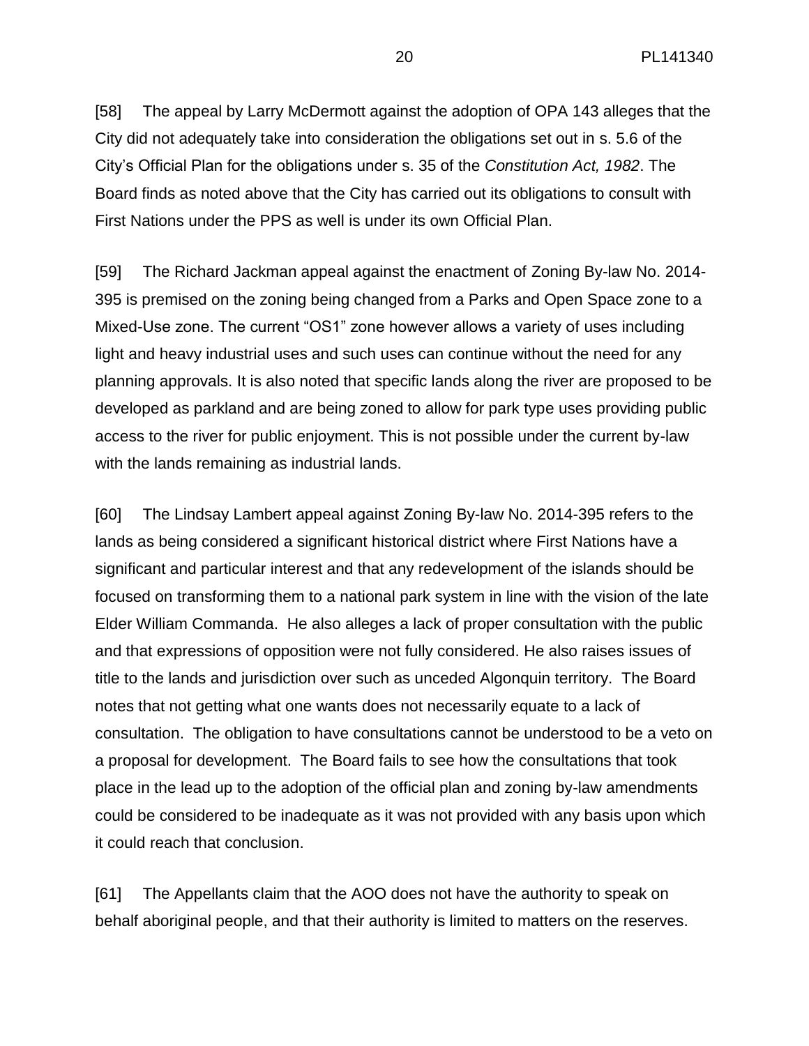[58] The appeal by Larry McDermott against the adoption of OPA 143 alleges that the City did not adequately take into consideration the obligations set out in s. 5.6 of the City's Official Plan for the obligations under s. 35 of the *Constitution Act, 1982*. The Board finds as noted above that the City has carried out its obligations to consult with First Nations under the PPS as well is under its own Official Plan.

[59] The Richard Jackman appeal against the enactment of Zoning By-law No. 2014-395 is premised on the zoning being changed from a Parks and Open Space zone to a Mixed-Use zone. The current "OS1" zone however allows a variety of uses including light and heavy industrial uses and such uses can continue without the need for any planning approvals. It is also noted that specific lands along the river are proposed to be developed as parkland and are being zoned to allow for park type uses providing public access to the river for public enjoyment. This is not possible under the current by-law with the lands remaining as industrial lands.

[60] The Lindsay Lambert appeal against Zoning By-law No. 2014-395 refers to the lands as being considered a significant historical district where First Nations have a significant and particular interest and that any redevelopment of the islands should be focused on transforming them to a national park system in line with the vision of the late Elder William Commanda. He also alleges a lack of proper consultation with the public and that expressions of opposition were not fully considered. He also raises issues of title to the lands and jurisdiction over such as unceded Algonquin territory. The Board notes that not getting what one wants does not necessarily equate to a lack of consultation. The obligation to have consultations cannot be understood to be a veto on a proposal for development. The Board fails to see how the consultations that took place in the lead up to the adoption of the official plan and zoning by-law amendments could be considered to be inadequate as it was not provided with any basis upon which it could reach that conclusion.

[61] The Appellants claim that the AOO does not have the authority to speak on behalf aboriginal people, and that their authority is limited to matters on the reserves.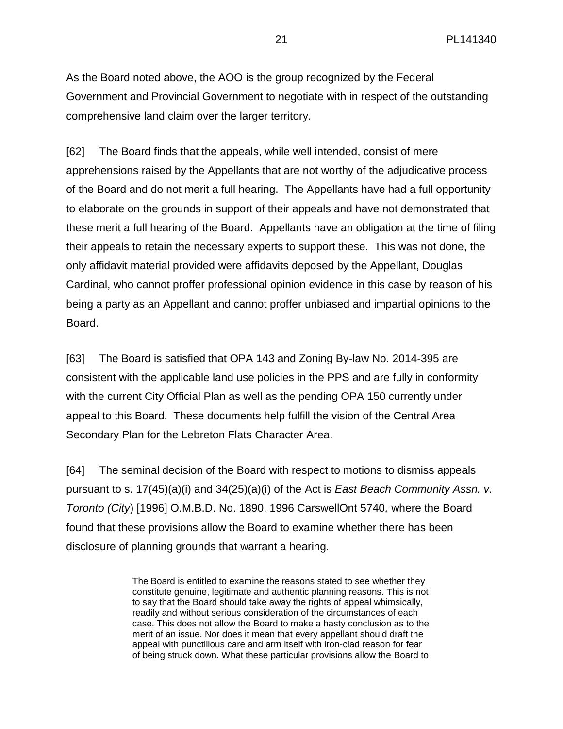As the Board noted above, the AOO is the group recognized by the Federal Government and Provincial Government to negotiate with in respect of the outstanding comprehensive land claim over the larger territory.

[62] The Board finds that the appeals, while well intended, consist of mere apprehensions raised by the Appellants that are not worthy of the adjudicative process of the Board and do not merit a full hearing. The Appellants have had a full opportunity to elaborate on the grounds in support of their appeals and have not demonstrated that these merit a full hearing of the Board. Appellants have an obligation at the time of filing their appeals to retain the necessary experts to support these. This was not done, the only affidavit material provided were affidavits deposed by the Appellant, Douglas Cardinal, who cannot proffer professional opinion evidence in this case by reason of his being a party as an Appellant and cannot proffer unbiased and impartial opinions to the Board.

[63] The Board is satisfied that OPA 143 and Zoning By-law No. 2014-395 are consistent with the applicable land use policies in the PPS and are fully in conformity with the current City Official Plan as well as the pending OPA 150 currently under appeal to this Board. These documents help fulfill the vision of the Central Area Secondary Plan for the Lebreton Flats Character Area.

[64] The seminal decision of the Board with respect to motions to dismiss appeals pursuant to s. 17(45)(a)(i) and 34(25)(a)(i) of the Act is *East Beach Community Assn. v. Toronto (City*) [1996] O.M.B.D. No. 1890, 1996 CarswellOnt 5740*,* where the Board found that these provisions allow the Board to examine whether there has been disclosure of planning grounds that warrant a hearing.

> The Board is entitled to examine the reasons stated to see whether they constitute genuine, legitimate and authentic planning reasons. This is not to say that the Board should take away the rights of appeal whimsically, readily and without serious consideration of the circumstances of each case. This does not allow the Board to make a hasty conclusion as to the merit of an issue. Nor does it mean that every appellant should draft the appeal with punctilious care and arm itself with iron-clad reason for fear of being struck down. What these particular provisions allow the Board to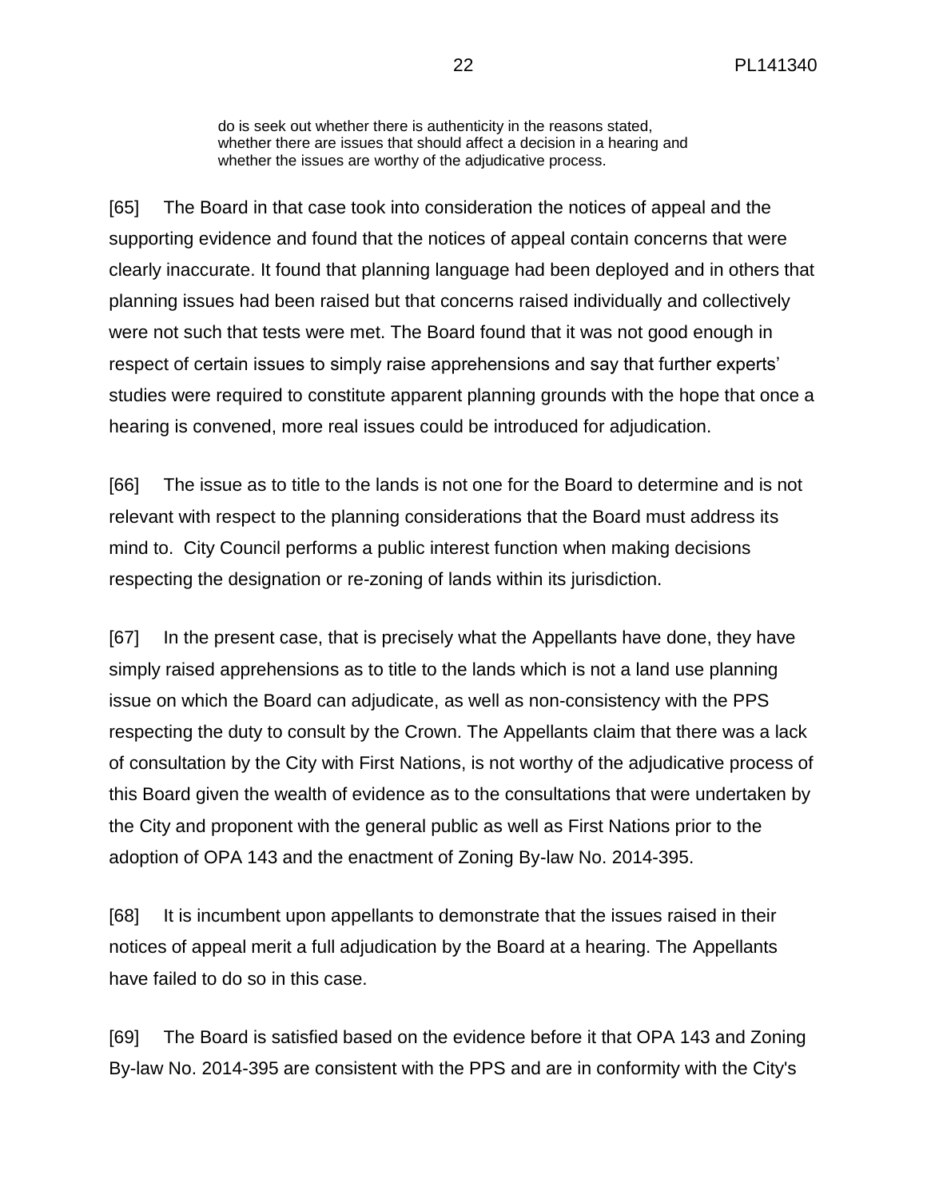> do is seek out whether there is authenticity in the reasons stated, whether there are issues that should affect a decision in a hearing and whether the issues are worthy of the adjudicative process.

[65] The Board in that case took into consideration the notices of appeal and the supporting evidence and found that the notices of appeal contain concerns that were clearly inaccurate. It found that planning language had been deployed and in others that planning issues had been raised but that concerns raised individually and collectively were not such that tests were met. The Board found that it was not good enough in respect of certain issues to simply raise apprehensions and say that further experts' studies were required to constitute apparent planning grounds with the hope that once a hearing is convened, more real issues could be introduced for adjudication.

[66] The issue as to title to the lands is not one for the Board to determine and is not relevant with respect to the planning considerations that the Board must address its mind to. City Council performs a public interest function when making decisions respecting the designation or re-zoning of lands within its jurisdiction.

[67] In the present case, that is precisely what the Appellants have done, they have simply raised apprehensions as to title to the lands which is not a land use planning issue on which the Board can adjudicate, as well as non-consistency with the PPS respecting the duty to consult by the Crown. The Appellants claim that there was a lack of consultation by the City with First Nations, is not worthy of the adjudicative process of this Board given the wealth of evidence as to the consultations that were undertaken by the City and proponent with the general public as well as First Nations prior to the adoption of OPA 143 and the enactment of Zoning By-law No. 2014-395.

[68] It is incumbent upon appellants to demonstrate that the issues raised in their notices of appeal merit a full adjudication by the Board at a hearing. The Appellants have failed to do so in this case.

[69] The Board is satisfied based on the evidence before it that OPA 143 and Zoning By-law No. 2014-395 are consistent with the PPS and are in conformity with the City's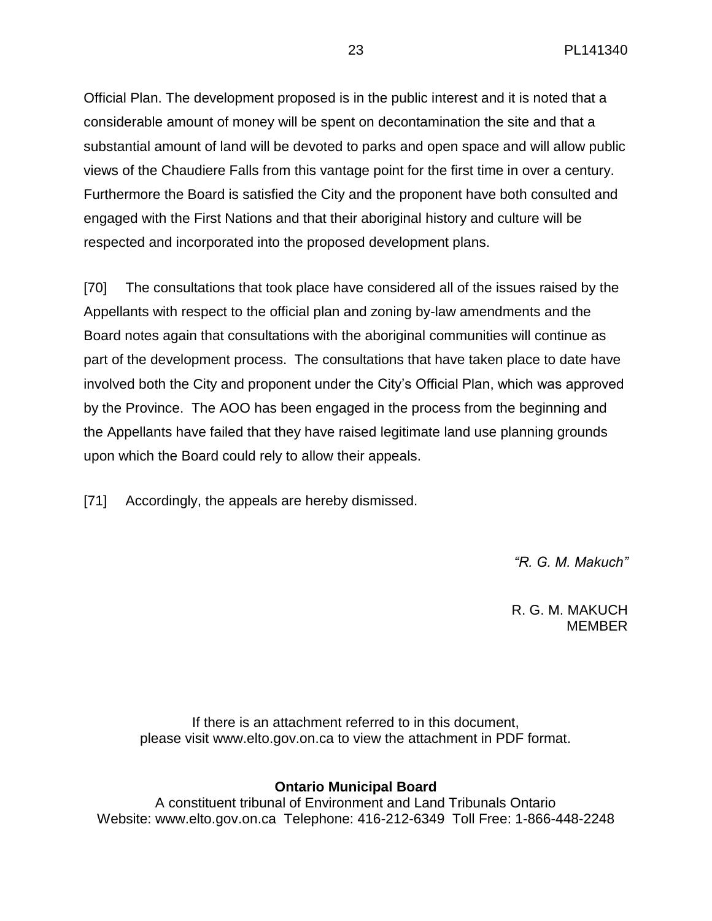Official Plan. The development proposed is in the public interest and it is noted that a considerable amount of money will be spent on decontamination the site and that a substantial amount of land will be devoted to parks and open space and will allow public views of the Chaudiere Falls from this vantage point for the first time in over a century. Furthermore the Board is satisfied the City and the proponent have both consulted and engaged with the First Nations and that their aboriginal history and culture will be respected and incorporated into the proposed development plans.

[70] The consultations that took place have considered all of the issues raised by the Appellants with respect to the official plan and zoning by-law amendments and the Board notes again that consultations with the aboriginal communities will continue as part of the development process. The consultations that have taken place to date have involved both the City and proponent under the City's Official Plan, which was approved by the Province. The AOO has been engaged in the process from the beginning and the Appellants have failed that they have raised legitimate land use planning grounds upon which the Board could rely to allow their appeals.

[71] Accordingly, the appeals are hereby dismissed.

*"R. G. M. Makuch"*

R. G. M. MAKUCH
MEMBER

If there is an attachment referred to in this document, please visit www.elto.gov.on.ca to view the attachment in PDF format.

**Ontario Municipal Board**
A constituent tribunal of Environment and Land Tribunals Ontario
Website: www.elto.gov.on.ca Telephone: 416-212-6349 Toll Free: 1-866-448-2248